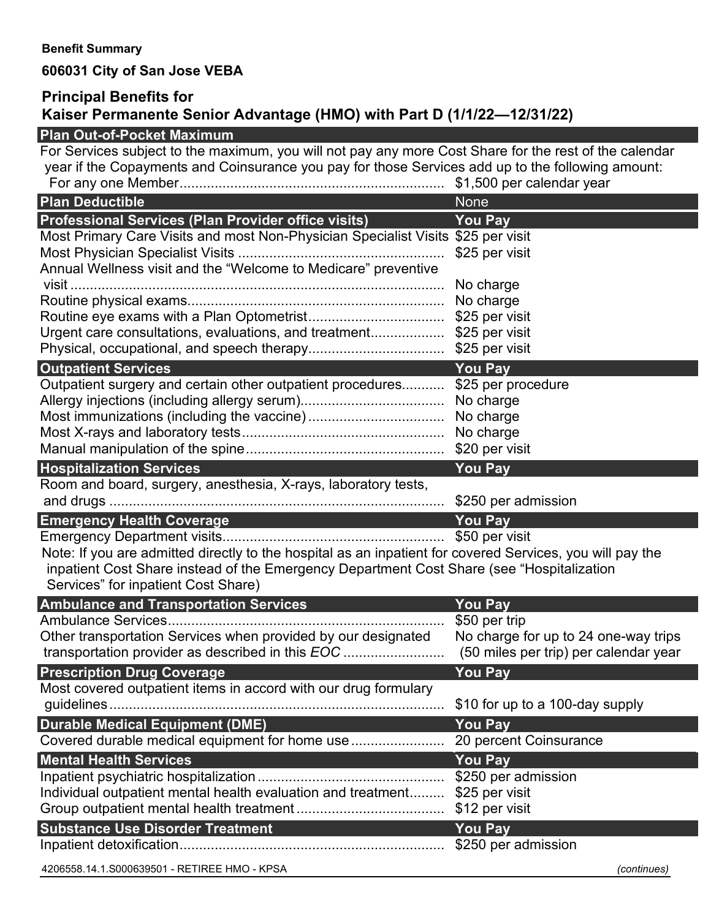**Benefit Summary**

**606031 City of San Jose VEBA**

## Principal Benefits for Kaiser Permanente Senior Advantage (HMO) with Part D (1/1/22—12/31/22)

| Plan Out-of-Pocket Maximum | |
|---|---|
| For Services subject to the maximum, you will not pay any more Cost Share for the rest of the calendar year if the Copayments and Coinsurance you pay for those Services add up to the following amount: | |
| For any one Member | $1,500 per calendar year |
| **Plan Deductible** | None |

| Professional Services (Plan Provider office visits) | You Pay |
|---|---|
| Most Primary Care Visits and most Non-Physician Specialist Visits | $25 per visit |
| Most Physician Specialist Visits | $25 per visit |
| Annual Wellness visit and the "Welcome to Medicare" preventive visit | No charge |
| Routine physical exams | No charge |
| Routine eye exams with a Plan Optometrist | $25 per visit |
| Urgent care consultations, evaluations, and treatment | $25 per visit |
| Physical, occupational, and speech therapy | $25 per visit |

| Outpatient Services | You Pay |
|---|---|
| Outpatient surgery and certain other outpatient procedures | $25 per procedure |
| Allergy injections (including allergy serum) | No charge |
| Most immunizations (including the vaccine) | No charge |
| Most X-rays and laboratory tests | No charge |
| Manual manipulation of the spine | $20 per visit |

| Hospitalization Services | You Pay |
|---|---|
| Room and board, surgery, anesthesia, X-rays, laboratory tests, and drugs | $250 per admission |

| Emergency Health Coverage | You Pay |
|---|---|
| Emergency Department visits | $50 per visit |

Note: If you are admitted directly to the hospital as an inpatient for covered Services, you will pay the inpatient Cost Share instead of the Emergency Department Cost Share (see "Hospitalization Services" for inpatient Cost Share)

| Ambulance and Transportation Services | You Pay |
|---|---|
| Ambulance Services | $50 per trip |
| Other transportation Services when provided by our designated transportation provider as described in this *EOC* | No charge for up to 24 one-way trips (50 miles per trip) per calendar year |

| Prescription Drug Coverage | You Pay |
|---|---|
| Most covered outpatient items in accord with our drug formulary guidelines | $10 for up to a 100-day supply |

| Durable Medical Equipment (DME) | You Pay |
|---|---|
| Covered durable medical equipment for home use | 20 percent Coinsurance |

| Mental Health Services | You Pay |
|---|---|
| Inpatient psychiatric hospitalization | $250 per admission |
| Individual outpatient mental health evaluation and treatment | $25 per visit |
| Group outpatient mental health treatment | $12 per visit |

| Substance Use Disorder Treatment | You Pay |
|---|---|
| Inpatient detoxification | $250 per admission |

4206558.14.1.S000639501 - RETIREE HMO - KPSA

*(continues)*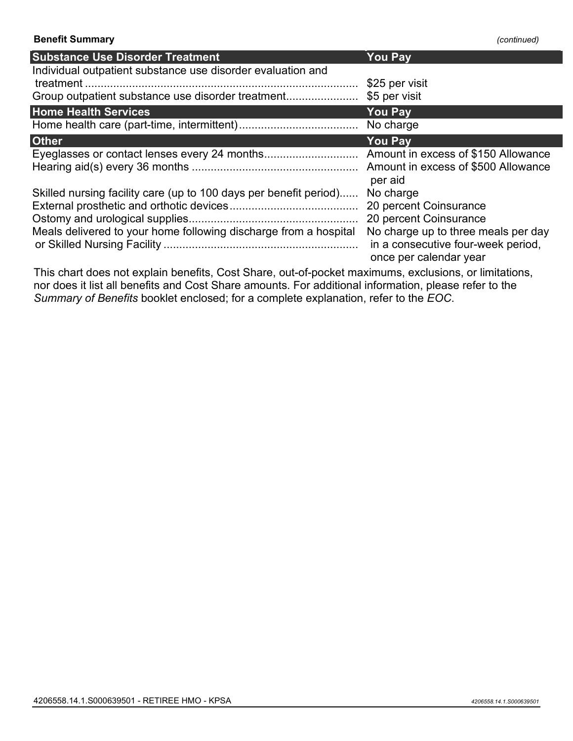**Benefit Summary** *(continued)*

| Substance Use Disorder Treatment | You Pay |
|---|---|
| Individual outpatient substance use disorder evaluation and treatment | $25 per visit |
| Group outpatient substance use disorder treatment | $5 per visit |

| Home Health Services | You Pay |
|---|---|
| Home health care (part-time, intermittent) | No charge |

| Other | You Pay |
|---|---|
| Eyeglasses or contact lenses every 24 months | Amount in excess of $150 Allowance |
| Hearing aid(s) every 36 months | Amount in excess of $500 Allowance per aid |
| Skilled nursing facility care (up to 100 days per benefit period) | No charge |
| External prosthetic and orthotic devices | 20 percent Coinsurance |
| Ostomy and urological supplies | 20 percent Coinsurance |
| Meals delivered to your home following discharge from a hospital or Skilled Nursing Facility | No charge up to three meals per day in a consecutive four-week period, once per calendar year |

This chart does not explain benefits, Cost Share, out-of-pocket maximums, exclusions, or limitations, nor does it list all benefits and Cost Share amounts. For additional information, please refer to the *Summary of Benefits* booklet enclosed; for a complete explanation, refer to the *EOC*.